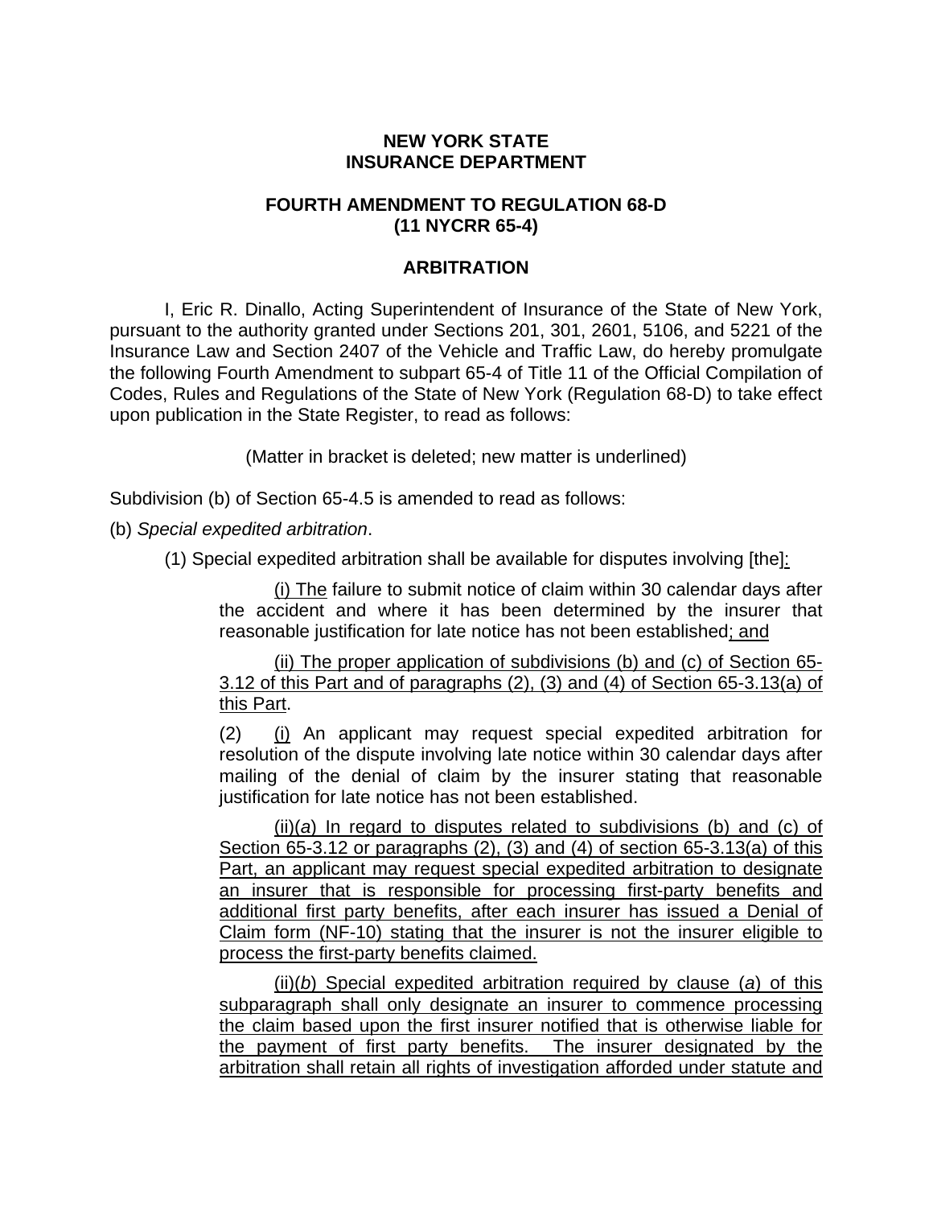**NEW YORK STATE**
**INSURANCE DEPARTMENT**

**FOURTH AMENDMENT TO REGULATION 68-D**
**(11 NYCRR 65-4)**

**ARBITRATION**

I, Eric R. Dinallo, Acting Superintendent of Insurance of the State of New York, pursuant to the authority granted under Sections 201, 301, 2601, 5106, and 5221 of the Insurance Law and Section 2407 of the Vehicle and Traffic Law, do hereby promulgate the following Fourth Amendment to subpart 65-4 of Title 11 of the Official Compilation of Codes, Rules and Regulations of the State of New York (Regulation 68-D) to take effect upon publication in the State Register, to read as follows:

(Matter in bracket is deleted; new matter is underlined)

Subdivision (b) of Section 65-4.5 is amended to read as follows:

(b) *Special expedited arbitration*.

(1) Special expedited arbitration shall be available for disputes involving [the]<u>:</u>

<u>(i) The</u> failure to submit notice of claim within 30 calendar days after the accident and where it has been determined by the insurer that reasonable justification for late notice has not been established<u>; and</u>

<u>(ii) The proper application of subdivisions (b) and (c) of Section 65-3.12 of this Part and of paragraphs (2), (3) and (4) of Section 65-3.13(a) of this Part</u>.

(2) <u>(i)</u> An applicant may request special expedited arbitration for resolution of the dispute involving late notice within 30 calendar days after mailing of the denial of claim by the insurer stating that reasonable justification for late notice has not been established.

<u>(ii)(*a*) In regard to disputes related to subdivisions (b) and (c) of Section 65-3.12 or paragraphs (2), (3) and (4) of section 65-3.13(a) of this Part, an applicant may request special expedited arbitration to designate an insurer that is responsible for processing first-party benefits and additional first party benefits, after each insurer has issued a Denial of Claim form (NF-10) stating that the insurer is not the insurer eligible to process the first-party benefits claimed.</u>

<u>(ii)(*b*) Special expedited arbitration required by clause (*a*) of this subparagraph shall only designate an insurer to commence processing the claim based upon the first insurer notified that is otherwise liable for the payment of first party benefits. The insurer designated by the arbitration shall retain all rights of investigation afforded under statute and</u>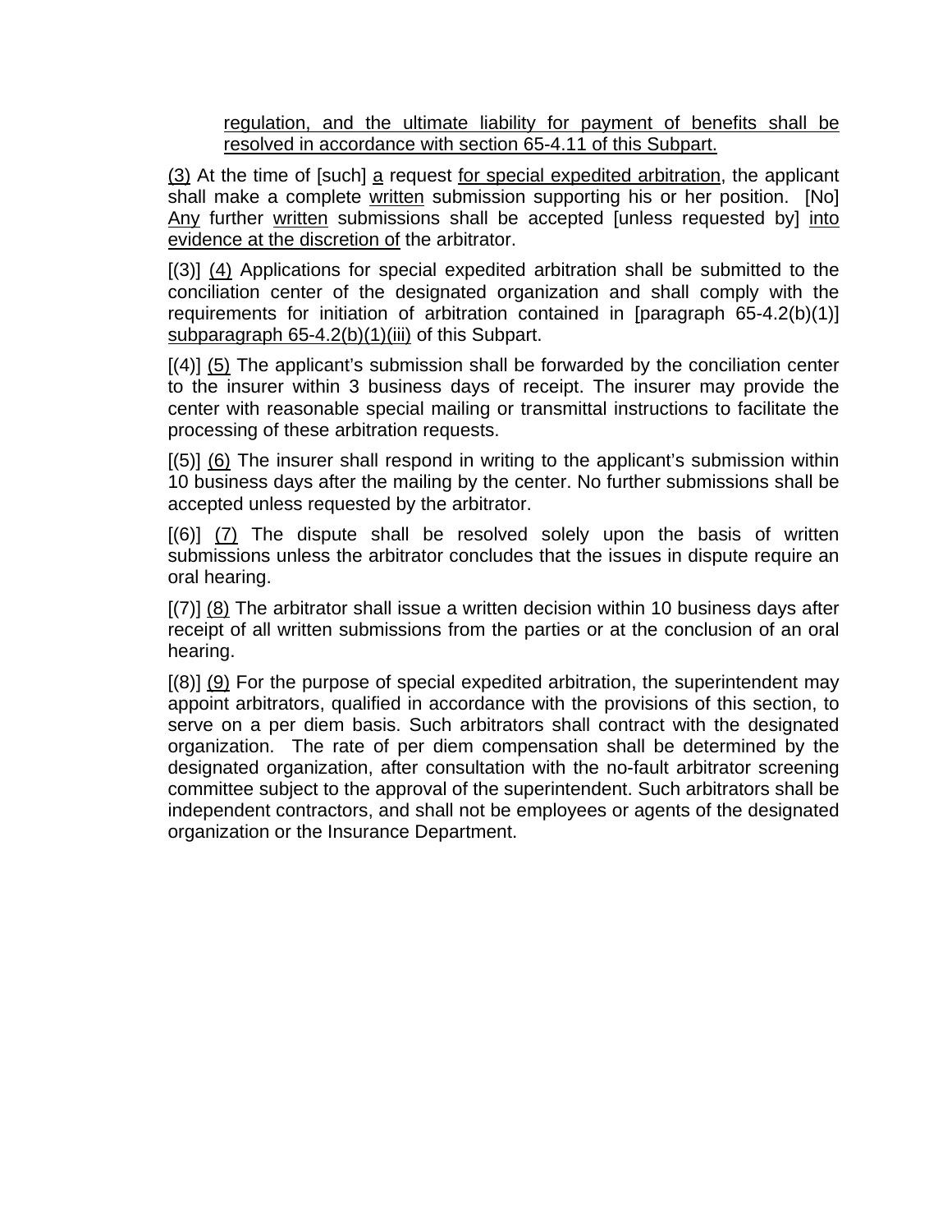regulation, and the ultimate liability for payment of benefits shall be resolved in accordance with section 65-4.11 of this Subpart.

(3) At the time of [such] a request for special expedited arbitration, the applicant shall make a complete written submission supporting his or her position. [No] Any further written submissions shall be accepted [unless requested by] into evidence at the discretion of the arbitrator.

[(3)] (4) Applications for special expedited arbitration shall be submitted to the conciliation center of the designated organization and shall comply with the requirements for initiation of arbitration contained in [paragraph 65-4.2(b)(1)] subparagraph 65-4.2(b)(1)(iii) of this Subpart.

[(4)] (5) The applicant's submission shall be forwarded by the conciliation center to the insurer within 3 business days of receipt. The insurer may provide the center with reasonable special mailing or transmittal instructions to facilitate the processing of these arbitration requests.

[(5)] (6) The insurer shall respond in writing to the applicant's submission within 10 business days after the mailing by the center. No further submissions shall be accepted unless requested by the arbitrator.

[(6)] (7) The dispute shall be resolved solely upon the basis of written submissions unless the arbitrator concludes that the issues in dispute require an oral hearing.

[(7)] (8) The arbitrator shall issue a written decision within 10 business days after receipt of all written submissions from the parties or at the conclusion of an oral hearing.

[(8)] (9) For the purpose of special expedited arbitration, the superintendent may appoint arbitrators, qualified in accordance with the provisions of this section, to serve on a per diem basis. Such arbitrators shall contract with the designated organization. The rate of per diem compensation shall be determined by the designated organization, after consultation with the no-fault arbitrator screening committee subject to the approval of the superintendent. Such arbitrators shall be independent contractors, and shall not be employees or agents of the designated organization or the Insurance Department.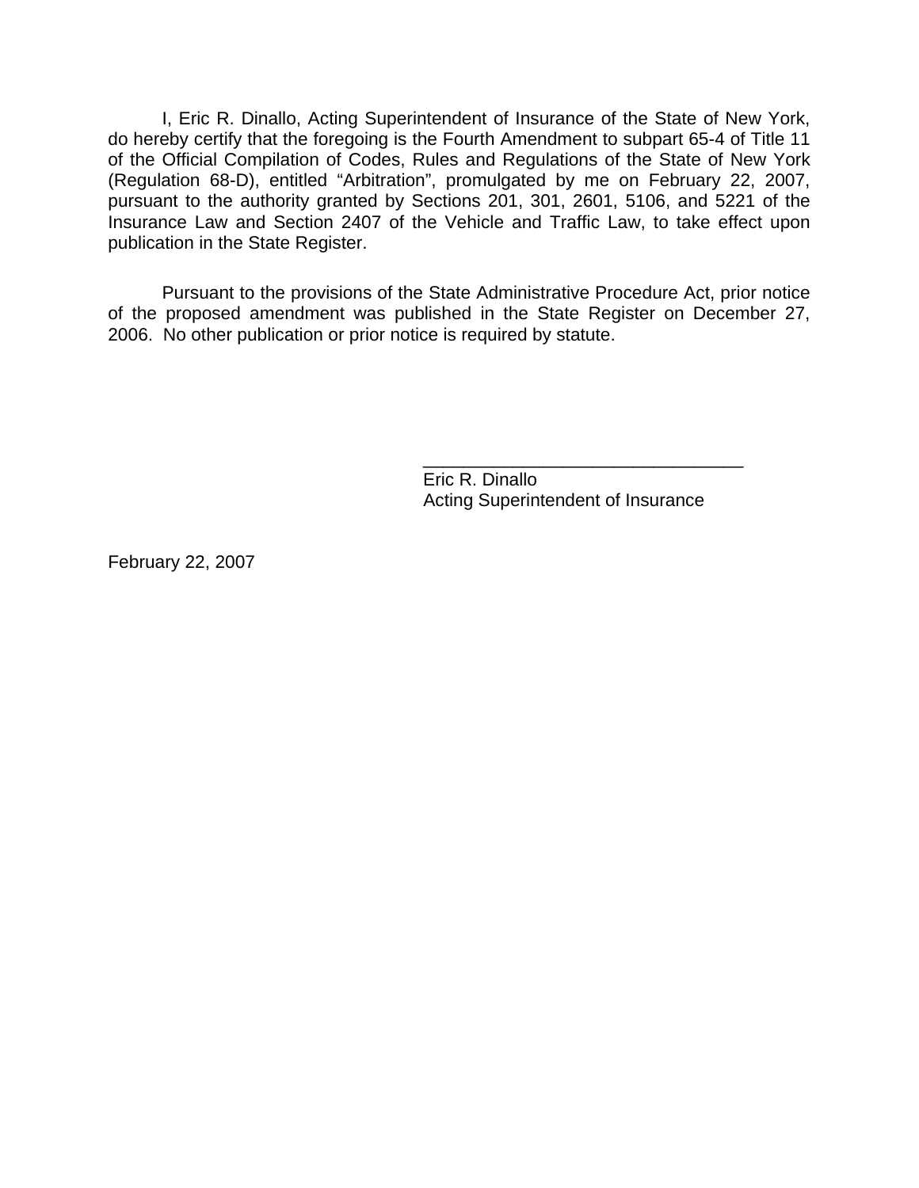I, Eric R. Dinallo, Acting Superintendent of Insurance of the State of New York, do hereby certify that the foregoing is the Fourth Amendment to subpart 65-4 of Title 11 of the Official Compilation of Codes, Rules and Regulations of the State of New York (Regulation 68-D), entitled “Arbitration”, promulgated by me on February 22, 2007, pursuant to the authority granted by Sections 201, 301, 2601, 5106, and 5221 of the Insurance Law and Section 2407 of the Vehicle and Traffic Law, to take effect upon publication in the State Register.

Pursuant to the provisions of the State Administrative Procedure Act, prior notice of the proposed amendment was published in the State Register on December 27, 2006. No other publication or prior notice is required by statute.

\_\_\_\_\_\_\_\_\_\_\_\_\_\_\_\_\_\_\_\_\_\_\_\_\_\_\_\_\_\_\_\_\_\_

Eric R. Dinallo
Acting Superintendent of Insurance

February 22, 2007